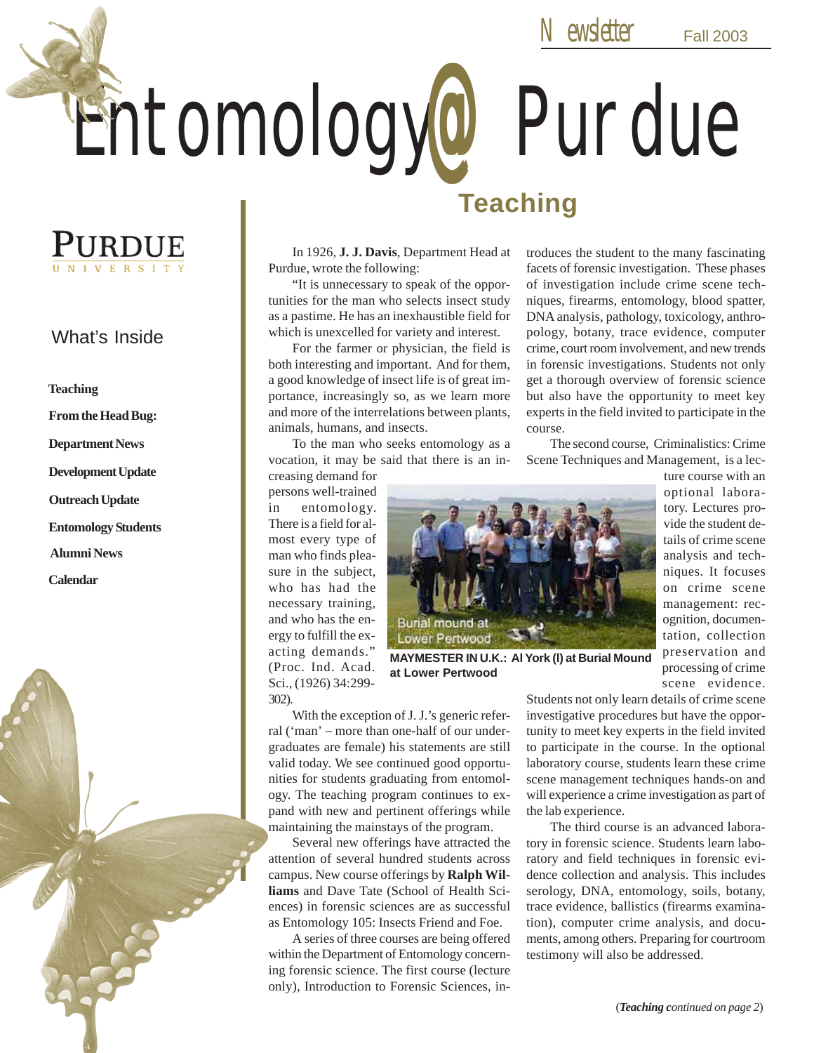Newsletter Fall 2003

# Entomology@Purdue

PURDUE UNIVERSITY

## What's Inside

**Teaching**

**From the Head Bug:**

**Department News**

**Development Update**

**Outreach Update**

**Entomology Students**

**Alumni News**

**Calendar**

## Teaching

In 1926, **J. J. Davis**, Department Head at Purdue, wrote the following:

"It is unnecessary to speak of the opportunities for the man who selects insect study as a pastime. He has an inexhaustible field for which is unexcelled for variety and interest.

For the farmer or physician, the field is both interesting and important. And for them, a good knowledge of insect life is of great importance, increasingly so, as we learn more and more of the interrelations between plants, animals, humans, and insects.

To the man who seeks entomology as a vocation, it may be said that there is an increasing demand for persons well-trained in entomology. There is a field for almost every type of man who finds pleasure in the subject, who has had the necessary training, and who has the energy to fulfill the exacting demands." (Proc. Ind. Acad. Sci., (1926) 34:299-302).

With the exception of J. J.'s generic referral ('man' – more than one-half of our undergraduates are female) his statements are still valid today. We see continued good opportunities for students graduating from entomology. The teaching program continues to expand with new and pertinent offerings while maintaining the mainstays of the program.

Several new offerings have attracted the attention of several hundred students across campus. New course offerings by **Ralph Williams** and Dave Tate (School of Health Sciences) in forensic sciences are as successful as Entomology 105: Insects Friend and Foe.

A series of three courses are being offered within the Department of Entomology concerning forensic science. The first course (lecture only), Introduction to Forensic Sciences, introduces the student to the many fascinating facets of forensic investigation. These phases of investigation include crime scene techniques, firearms, entomology, blood spatter, DNA analysis, pathology, toxicology, anthropology, botany, trace evidence, computer crime, court room involvement, and new trends in forensic investigations. Students not only get a thorough overview of forensic science but also have the opportunity to meet key experts in the field invited to participate in the course.

The second course, Criminalistics: Crime Scene Techniques and Management, is a lecture course with an optional laboratory. Lectures provide the student details of crime scene analysis and techniques. It focuses on crime scene management: recognition, documentation, collection preservation and processing of crime scene evidence. Students not only learn details of crime scene investigative procedures but have the opportunity to meet key experts in the field invited to participate in the course. In the optional laboratory course, students learn these crime scene management techniques hands-on and will experience a crime investigation as part of the lab experience.

Burial mound at Lower Pertwood

**MAYMESTER IN U.K.: Al York (l) at Burial Mound at Lower Pertwood**

The third course is an advanced laboratory in forensic science. Students learn laboratory and field techniques in forensic evidence collection and analysis. This includes serology, DNA, entomology, soils, botany, trace evidence, ballistics (firearms examination), computer crime analysis, and documents, among others. Preparing for courtroom testimony will also be addressed.

(***Teaching** continued on page 2*)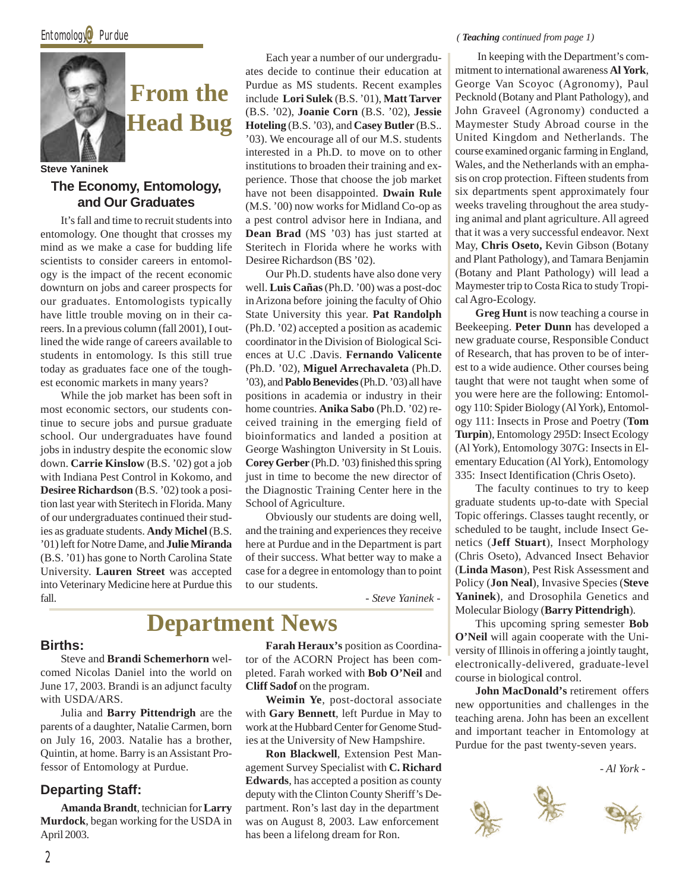# From the Head Bug

**Steve Yaninek**

## The Economy, Entomology, and Our Graduates

It's fall and time to recruit students into entomology. One thought that crosses my mind as we make a case for budding life scientists to consider careers in entomology is the impact of the recent economic downturn on jobs and career prospects for our graduates. Entomologists typically have little trouble moving on in their careers. In a previous column (fall 2001), I outlined the wide range of careers available to students in entomology. Is this still true today as graduates face one of the toughest economic markets in many years?

While the job market has been soft in most economic sectors, our students continue to secure jobs and pursue graduate school. Our undergraduates have found jobs in industry despite the economic slow down. **Carrie Kinslow** (B.S. '02) got a job with Indiana Pest Control in Kokomo, and **Desiree Richardson** (B.S. '02) took a position last year with Steritech in Florida. Many of our undergraduates continued their studies as graduate students. **Andy Michel** (B.S. '01) left for Notre Dame, and **Julie Miranda** (B.S. '01) has gone to North Carolina State University. **Lauren Street** was accepted into Veterinary Medicine here at Purdue this fall.

Each year a number of our undergraduates decide to continue their education at Purdue as MS students. Recent examples include **Lori Sulek** (B.S. '01), **Matt Tarver** (B.S. '02), **Joanie Corn** (B.S. '02), **Jessie Hoteling** (B.S. '03), and **Casey Butler** (B.S.. '03). We encourage all of our M.S. students interested in a Ph.D. to move on to other institutions to broaden their training and experience. Those that choose the job market have not been disappointed. **Dwain Rule** (M.S. '00) now works for Midland Co-op as a pest control advisor here in Indiana, and **Dean Brad** (MS '03) has just started at Steritech in Florida where he works with Desiree Richardson (BS '02).

Our Ph.D. students have also done very well. **Luis Cañas** (Ph.D. '00) was a post-doc in Arizona before joining the faculty of Ohio State University this year. **Pat Randolph** (Ph.D. '02) accepted a position as academic coordinator in the Division of Biological Sciences at U.C .Davis. **Fernando Valicente** (Ph.D. '02), **Miguel Arrechavaleta** (Ph.D. '03), and **Pablo Benevides** (Ph.D. '03) all have positions in academia or industry in their home countries. **Anika Sabo** (Ph.D. '02) received training in the emerging field of bioinformatics and landed a position at George Washington University in St Louis. **Corey Gerber** (Ph.D. '03) finished this spring just in time to become the new director of the Diagnostic Training Center here in the School of Agriculture.

Obviously our students are doing well, and the training and experiences they receive here at Purdue and in the Department is part of their success. What better way to make a case for a degree in entomology than to point to our students.

*- Steve Yaninek -*

# Department News

### Births:

Steve and **Brandi Schemerhorn** welcomed Nicolas Daniel into the world on June 17, 2003. Brandi is an adjunct faculty with USDA/ARS.

Julia and **Barry Pittendrigh** are the parents of a daughter, Natalie Carmen, born on July 16, 2003. Natalie has a brother, Quintin, at home. Barry is an Assistant Professor of Entomology at Purdue.

### Departing Staff:

**Amanda Brandt**, technician for **Larry Murdock**, began working for the USDA in April 2003.

**Farah Heraux's** position as Coordinator of the ACORN Project has been completed. Farah worked with **Bob O'Neil** and **Cliff Sadof** on the program.

**Weimin Ye**, post-doctoral associate with **Gary Bennett**, left Purdue in May to work at the Hubbard Center for Genome Studies at the University of New Hampshire.

**Ron Blackwell**, Extension Pest Management Survey Specialist with **C. Richard Edwards**, has accepted a position as county deputy with the Clinton County Sheriff's Department. Ron's last day in the department was on August 8, 2003. Law enforcement has been a lifelong dream for Ron.

*(**Teaching** continued from page 1)*

In keeping with the Department's commitment to international awareness **Al York**, George Van Scoyoc (Agronomy), Paul Pecknold (Botany and Plant Pathology), and John Graveel (Agronomy) conducted a Maymester Study Abroad course in the United Kingdom and Netherlands. The course examined organic farming in England, Wales, and the Netherlands with an emphasis on crop protection. Fifteen students from six departments spent approximately four weeks traveling throughout the area studying animal and plant agriculture. All agreed that it was a very successful endeavor. Next May, **Chris Oseto,** Kevin Gibson (Botany and Plant Pathology), and Tamara Benjamin (Botany and Plant Pathology) will lead a Maymester trip to Costa Rica to study Tropical Agro-Ecology.

**Greg Hunt** is now teaching a course in Beekeeping. **Peter Dunn** has developed a new graduate course, Responsible Conduct of Research, that has proven to be of interest to a wide audience. Other courses being taught that were not taught when some of you were here are the following: Entomology 110: Spider Biology (Al York), Entomology 111: Insects in Prose and Poetry (**Tom Turpin**), Entomology 295D: Insect Ecology (Al York), Entomology 307G: Insects in Elementary Education (Al York), Entomology 335: Insect Identification (Chris Oseto).

The faculty continues to try to keep graduate students up-to-date with Special Topic offerings. Classes taught recently, or scheduled to be taught, include Insect Genetics (**Jeff Stuart**), Insect Morphology (Chris Oseto), Advanced Insect Behavior (**Linda Mason**), Pest Risk Assessment and Policy (**Jon Neal**), Invasive Species (**Steve Yaninek**), and Drosophila Genetics and Molecular Biology (**Barry Pittendrigh**).

This upcoming spring semester **Bob O'Neil** will again cooperate with the University of Illinois in offering a jointly taught, electronically-delivered, graduate-level course in biological control.

**John MacDonald's** retirement offers new opportunities and challenges in the teaching arena. John has been an excellent and important teacher in Entomology at Purdue for the past twenty-seven years.

*- Al York -*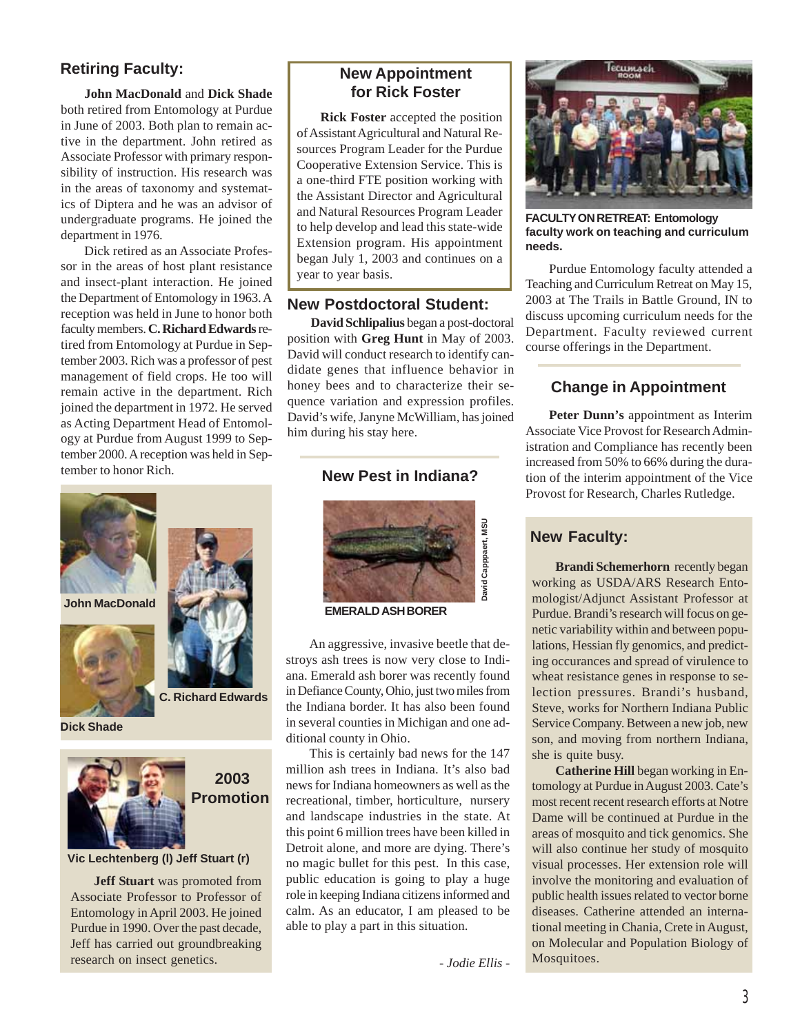## Retiring Faculty:

**John MacDonald** and **Dick Shade** both retired from Entomology at Purdue in June of 2003. Both plan to remain active in the department. John retired as Associate Professor with primary responsibility of instruction. His research was in the areas of taxonomy and systematics of Diptera and he was an advisor of undergraduate programs. He joined the department in 1976.

Dick retired as an Associate Professor in the areas of host plant resistance and insect-plant interaction. He joined the Department of Entomology in 1963. A reception was held in June to honor both faculty members. **C. Richard Edwards** retired from Entomology at Purdue in September 2003. Rich was a professor of pest management of field crops. He too will remain active in the department. Rich joined the department in 1972. He served as Acting Department Head of Entomology at Purdue from August 1999 to September 2000. A reception was held in September to honor Rich.

John MacDonald

C. Richard Edwards

Dick Shade

## 2003 Promotion

Vic Lechtenberg (l) Jeff Stuart (r)

**Jeff Stuart** was promoted from Associate Professor to Professor of Entomology in April 2003. He joined Purdue in 1990. Over the past decade, Jeff has carried out groundbreaking research on insect genetics.

## New Appointment for Rick Foster

**Rick Foster** accepted the position of Assistant Agricultural and Natural Resources Program Leader for the Purdue Cooperative Extension Service. This is a one-third FTE position working with the Assistant Director and Agricultural and Natural Resources Program Leader to help develop and lead this state-wide Extension program. His appointment began July 1, 2003 and continues on a year to year basis.

## New Postdoctoral Student:

**David Schlipalius** began a post-doctoral position with **Greg Hunt** in May of 2003. David will conduct research to identify candidate genes that influence behavior in honey bees and to characterize their sequence variation and expression profiles. David's wife, Janyne McWilliam, has joined him during his stay here.

## New Pest in Indiana?

David Cappaert, MSU

EMERALD ASH BORER

An aggressive, invasive beetle that destroys ash trees is now very close to Indiana. Emerald ash borer was recently found in Defiance County, Ohio, just two miles from the Indiana border. It has also been found in several counties in Michigan and one additional county in Ohio.

This is certainly bad news for the 147 million ash trees in Indiana. It's also bad news for Indiana homeowners as well as the recreational, timber, horticulture, nursery and landscape industries in the state. At this point 6 million trees have been killed in Detroit alone, and more are dying. There's no magic bullet for this pest. In this case, public education is going to play a huge role in keeping Indiana citizens informed and calm. As an educator, I am pleased to be able to play a part in this situation.

*- Jodie Ellis -*

**FACULTY ON RETREAT: Entomology faculty work on teaching and curriculum needs.**

Purdue Entomology faculty attended a Teaching and Curriculum Retreat on May 15, 2003 at The Trails in Battle Ground, IN to discuss upcoming curriculum needs for the Department. Faculty reviewed current course offerings in the Department.

## Change in Appointment

**Peter Dunn's** appointment as Interim Associate Vice Provost for Research Administration and Compliance has recently been increased from 50% to 66% during the duration of the interim appointment of the Vice Provost for Research, Charles Rutledge.

## New Faculty:

**Brandi Schemerhorn** recently began working as USDA/ARS Research Entomologist/Adjunct Assistant Professor at Purdue. Brandi's research will focus on genetic variability within and between populations, Hessian fly genomics, and predicting occurances and spread of virulence to wheat resistance genes in response to selection pressures. Brandi's husband, Steve, works for Northern Indiana Public Service Company. Between a new job, new son, and moving from northern Indiana, she is quite busy.

**Catherine Hill** began working in Entomology at Purdue in August 2003. Cate's most recent recent research efforts at Notre Dame will be continued at Purdue in the areas of mosquito and tick genomics. She will also continue her study of mosquito visual processes. Her extension role will involve the monitoring and evaluation of public health issues related to vector borne diseases. Catherine attended an international meeting in Chania, Crete in August, on Molecular and Population Biology of Mosquitoes.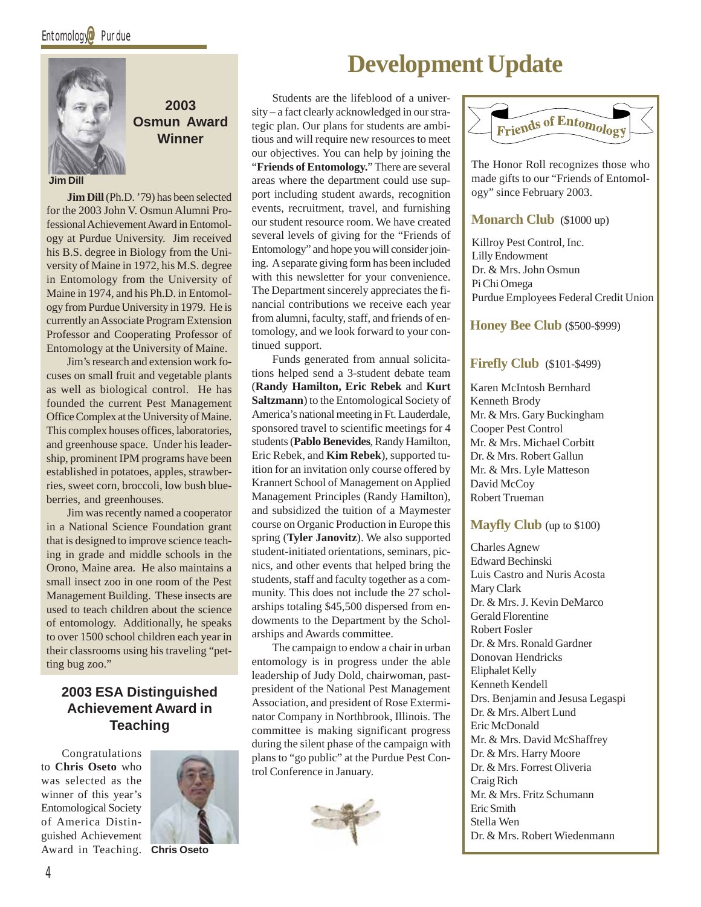## 2003 Osmun Award Winner

Jim Dill

**Jim Dill** (Ph.D. '79) has been selected for the 2003 John V. Osmun Alumni Professional Achievement Award in Entomology at Purdue University. Jim received his B.S. degree in Biology from the University of Maine in 1972, his M.S. degree in Entomology from the University of Maine in 1974, and his Ph.D. in Entomology from Purdue University in 1979. He is currently an Associate Program Extension Professor and Cooperating Professor of Entomology at the University of Maine.

Jim's research and extension work focuses on small fruit and vegetable plants as well as biological control. He has founded the current Pest Management Office Complex at the University of Maine. This complex houses offices, laboratories, and greenhouse space. Under his leadership, prominent IPM programs have been established in potatoes, apples, strawberries, sweet corn, broccoli, low bush blueberries, and greenhouses.

Jim was recently named a cooperator in a National Science Foundation grant that is designed to improve science teaching in grade and middle schools in the Orono, Maine area. He also maintains a small insect zoo in one room of the Pest Management Building. These insects are used to teach children about the science of entomology. Additionally, he speaks to over 1500 school children each year in their classrooms using his traveling "petting bug zoo."

## 2003 ESA Distinguished Achievement Award in Teaching

Congratulations to **Chris Oseto** who was selected as the winner of this year's Entomological Society of America Distinguished Achievement Award in Teaching.

Chris Oseto

# Development Update

Students are the lifeblood of a university – a fact clearly acknowledged in our strategic plan. Our plans for students are ambitious and will require new resources to meet our objectives. You can help by joining the "**Friends of Entomology.**" There are several areas where the department could use support including student awards, recognition events, recruitment, travel, and furnishing our student resource room. We have created several levels of giving for the "Friends of Entomology" and hope you will consider joining. A separate giving form has been included with this newsletter for your convenience. The Department sincerely appreciates the financial contributions we receive each year from alumni, faculty, staff, and friends of entomology, and we look forward to your continued support.

Funds generated from annual solicitations helped send a 3-student debate team (**Randy Hamilton, Eric Rebek** and **Kurt Saltzmann**) to the Entomological Society of America's national meeting in Ft. Lauderdale, sponsored travel to scientific meetings for 4 students (**Pablo Benevides**, Randy Hamilton, Eric Rebek, and **Kim Rebek**), supported tuition for an invitation only course offered by Krannert School of Management on Applied Management Principles (Randy Hamilton), and subsidized the tuition of a Maymester course on Organic Production in Europe this spring (**Tyler Janovitz**). We also supported student-initiated orientations, seminars, picnics, and other events that helped bring the students, staff and faculty together as a community. This does not include the 27 scholarships totaling $45,500 dispersed from endowments to the Department by the Scholarships and Awards committee.

The campaign to endow a chair in urban entomology is in progress under the able leadership of Judy Dold, chairwoman, past-president of the National Pest Management Association, and president of Rose Exterminator Company in Northbrook, Illinois. The committee is making significant progress during the silent phase of the campaign with plans to "go public" at the Purdue Pest Control Conference in January.

## Friends of Entomology

The Honor Roll recognizes those who made gifts to our "Friends of Entomology" since February 2003.

### Monarch Club ($1000 up)

Killroy Pest Control, Inc.
Lilly Endowment
Dr. & Mrs. John Osmun
Pi Chi Omega
Purdue Employees Federal Credit Union

### Honey Bee Club ($500-$999)

### Firefly Club ($101-$499)

Karen McIntosh Bernhard
Kenneth Brody
Mr. & Mrs. Gary Buckingham
Cooper Pest Control
Mr. & Mrs. Michael Corbitt
Dr. & Mrs. Robert Gallun
Mr. & Mrs. Lyle Matteson
David McCoy
Robert Trueman

### Mayfly Club (up to $100)

Charles Agnew
Edward Bechinski
Luis Castro and Nuris Acosta
Mary Clark
Dr. & Mrs. J. Kevin DeMarco
Gerald Florentine
Robert Fosler
Dr. & Mrs. Ronald Gardner
Donovan Hendricks
Eliphalet Kelly
Kenneth Kendell
Drs. Benjamin and Jesusa Legaspi
Dr. & Mrs. Albert Lund
Eric McDonald
Mr. & Mrs. David McShaffrey
Dr. & Mrs. Harry Moore
Dr. & Mrs. Forrest Oliveria
Craig Rich
Mr. & Mrs. Fritz Schumann
Eric Smith
Stella Wen
Dr. & Mrs. Robert Wiedenmann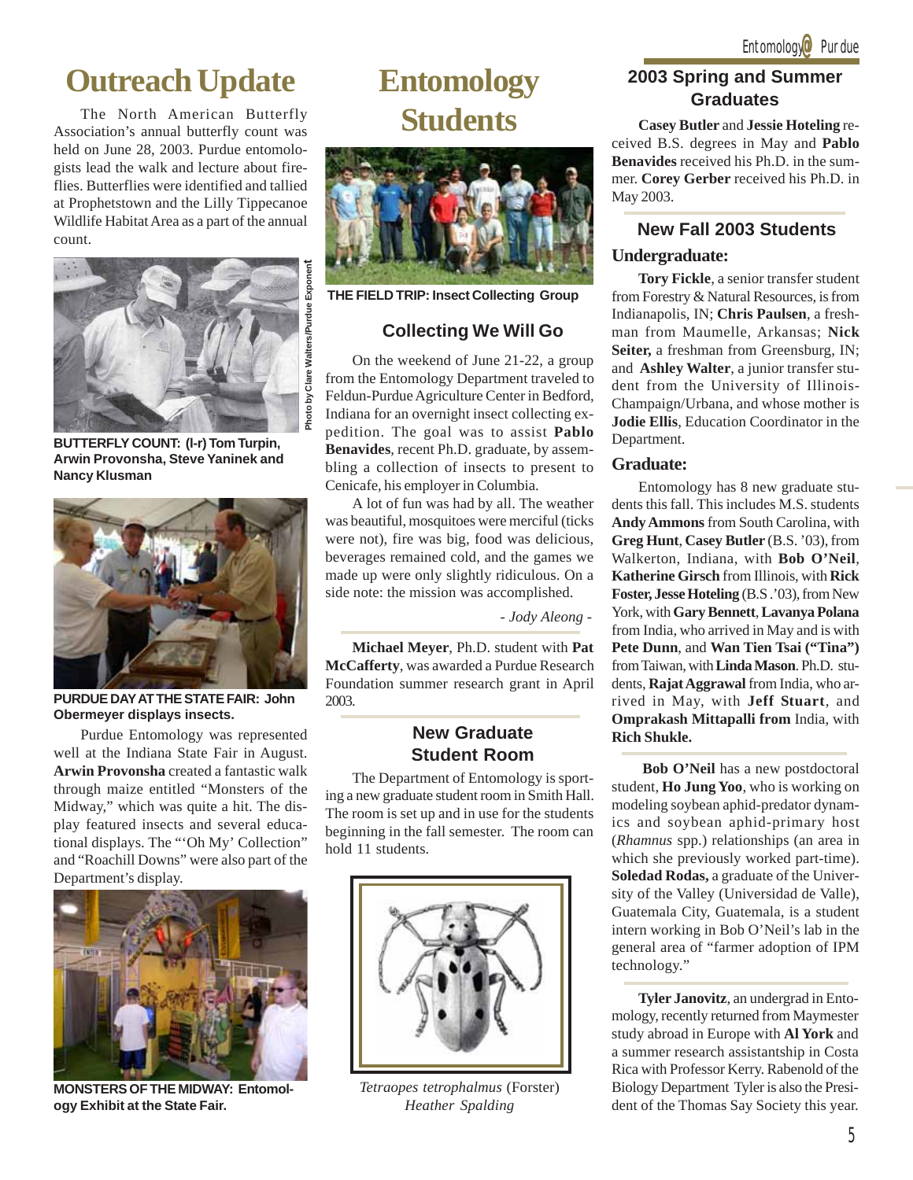# Outreach Update

The North American Butterfly Association's annual butterfly count was held on June 28, 2003. Purdue entomologists lead the walk and lecture about fireflies. Butterflies were identified and tallied at Prophetstown and the Lilly Tippecanoe Wildlife Habitat Area as a part of the annual count.

Photo by Clare Walters/Purdue Exponent

**BUTTERFLY COUNT: (l-r) Tom Turpin, Arwin Provonsha, Steve Yaninek and Nancy Klusman**

**PURDUE DAY AT THE STATE FAIR: John Obermeyer displays insects.**

Purdue Entomology was represented well at the Indiana State Fair in August. **Arwin Provonsha** created a fantastic walk through maize entitled "Monsters of the Midway," which was quite a hit. The display featured insects and several educational displays. The "'Oh My' Collection" and "Roachill Downs" were also part of the Department's display.

**MONSTERS OF THE MIDWAY: Entomology Exhibit at the State Fair.**

# Entomology Students

**THE FIELD TRIP: Insect Collecting Group**

## Collecting We Will Go

On the weekend of June 21-22, a group from the Entomology Department traveled to Feldun-Purdue Agriculture Center in Bedford, Indiana for an overnight insect collecting expedition. The goal was to assist **Pablo Benavides**, recent Ph.D. graduate, by assembling a collection of insects to present to Cenicafe, his employer in Columbia.

A lot of fun was had by all. The weather was beautiful, mosquitoes were merciful (ticks were not), fire was big, food was delicious, beverages remained cold, and the games we made up were only slightly ridiculous. On a side note: the mission was accomplished.

*- Jody Aleong -*

**Michael Meyer**, Ph.D. student with **Pat McCafferty**, was awarded a Purdue Research Foundation summer research grant in April 2003.

## New Graduate Student Room

The Department of Entomology is sporting a new graduate student room in Smith Hall. The room is set up and in use for the students beginning in the fall semester. The room can hold 11 students.

*Tetraopes tetrophalmus* (Forster)
*Heather Spalding*

## 2003 Spring and Summer Graduates

**Casey Butler** and **Jessie Hoteling** received B.S. degrees in May and **Pablo Benavides** received his Ph.D. in the summer. **Corey Gerber** received his Ph.D. in May 2003.

## New Fall 2003 Students

### Undergraduate:

**Tory Fickle**, a senior transfer student from Forestry & Natural Resources, is from Indianapolis, IN; **Chris Paulsen**, a freshman from Maumelle, Arkansas; **Nick Seiter,** a freshman from Greensburg, IN; and **Ashley Walter**, a junior transfer student from the University of Illinois-Champaign/Urbana, and whose mother is **Jodie Ellis**, Education Coordinator in the Department.

### Graduate:

Entomology has 8 new graduate students this fall. This includes M.S. students **Andy Ammons** from South Carolina, with **Greg Hunt**, **Casey Butler** (B.S. '03), from Walkerton, Indiana, with **Bob O'Neil**, **Katherine Girsch** from Illinois, with **Rick Foster, Jesse Hoteling** (B.S .'03), from New York, with **Gary Bennett**, **Lavanya Polana** from India, who arrived in May and is with **Pete Dunn**, and **Wan Tien Tsai ("Tina")** from Taiwan, with **Linda Mason**. Ph.D. students, **Rajat Aggrawal** from India, who arrived in May, with **Jeff Stuart**, and **Omprakash Mittapalli from** India, with **Rich Shukle.**

**Bob O'Neil** has a new postdoctoral student, **Ho Jung Yoo**, who is working on modeling soybean aphid-predator dynamics and soybean aphid-primary host (*Rhamnus* spp.) relationships (an area in which she previously worked part-time). **Soledad Rodas,** a graduate of the University of the Valley (Universidad de Valle), Guatemala City, Guatemala, is a student intern working in Bob O'Neil's lab in the general area of "farmer adoption of IPM technology."

**Tyler Janovitz**, an undergrad in Entomology, recently returned from Maymester study abroad in Europe with **Al York** and a summer research assistantship in Costa Rica with Professor Kerry. Rabenold of the Biology Department Tyler is also the President of the Thomas Say Society this year.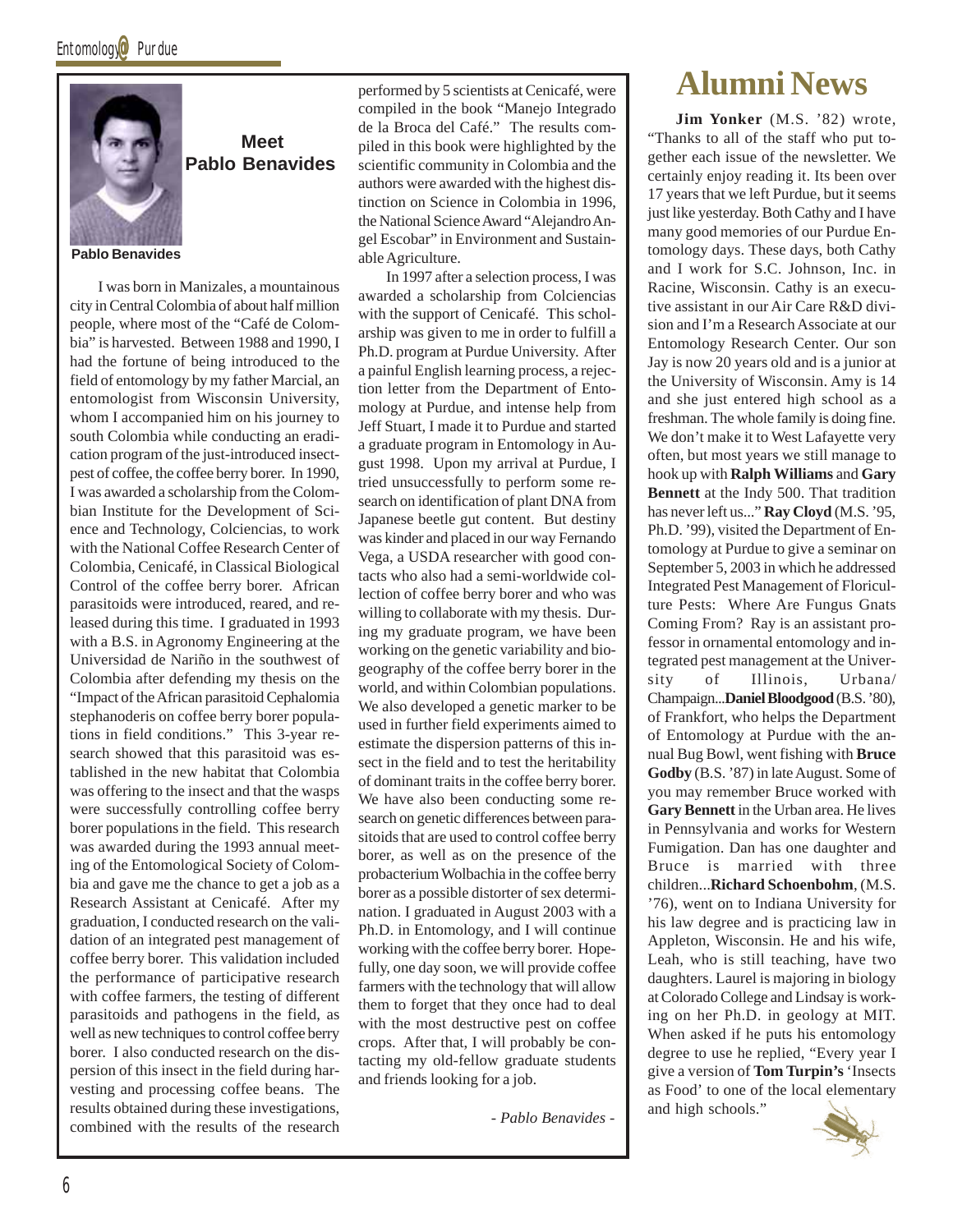## Meet Pablo Benavides

**Pablo Benavides**

I was born in Manizales, a mountainous city in Central Colombia of about half million people, where most of the "Café de Colombia" is harvested. Between 1988 and 1990, I had the fortune of being introduced to the field of entomology by my father Marcial, an entomologist from Wisconsin University, whom I accompanied him on his journey to south Colombia while conducting an eradication program of the just-introduced insect-pest of coffee, the coffee berry borer. In 1990, I was awarded a scholarship from the Colombian Institute for the Development of Science and Technology, Colciencias, to work with the National Coffee Research Center of Colombia, Cenicafé, in Classical Biological Control of the coffee berry borer. African parasitoids were introduced, reared, and released during this time. I graduated in 1993 with a B.S. in Agronomy Engineering at the Universidad de Nariño in the southwest of Colombia after defending my thesis on the "Impact of the African parasitoid Cephalomia stephanoderis on coffee berry borer populations in field conditions." This 3-year research showed that this parasitoid was established in the new habitat that Colombia was offering to the insect and that the wasps were successfully controlling coffee berry borer populations in the field. This research was awarded during the 1993 annual meeting of the Entomological Society of Colombia and gave me the chance to get a job as a Research Assistant at Cenicafé. After my graduation, I conducted research on the validation of an integrated pest management of coffee berry borer. This validation included the performance of participative research with coffee farmers, the testing of different parasitoids and pathogens in the field, as well as new techniques to control coffee berry borer. I also conducted research on the dispersion of this insect in the field during harvesting and processing coffee beans. The results obtained during these investigations, combined with the results of the research performed by 5 scientists at Cenicafé, were compiled in the book "Manejo Integrado de la Broca del Café." The results compiled in this book were highlighted by the scientific community in Colombia and the authors were awarded with the highest distinction on Science in Colombia in 1996, the National Science Award "Alejandro Angel Escobar" in Environment and Sustainable Agriculture.

In 1997 after a selection process, I was awarded a scholarship from Colciencias with the support of Cenicafé. This scholarship was given to me in order to fulfill a Ph.D. program at Purdue University. After a painful English learning process, a rejection letter from the Department of Entomology at Purdue, and intense help from Jeff Stuart, I made it to Purdue and started a graduate program in Entomology in August 1998. Upon my arrival at Purdue, I tried unsuccessfully to perform some research on identification of plant DNA from Japanese beetle gut content. But destiny was kinder and placed in our way Fernando Vega, a USDA researcher with good contacts who also had a semi-worldwide collection of coffee berry borer and who was willing to collaborate with my thesis. During my graduate program, we have been working on the genetic variability and biogeography of the coffee berry borer in the world, and within Colombian populations. We also developed a genetic marker to be used in further field experiments aimed to estimate the dispersion patterns of this insect in the field and to test the heritability of dominant traits in the coffee berry borer. We have also been conducting some research on genetic differences between parasitoids that are used to control coffee berry borer, as well as on the presence of the probacterium Wolbachia in the coffee berry borer as a possible distorter of sex determination. I graduated in August 2003 with a Ph.D. in Entomology, and I will continue working with the coffee berry borer. Hopefully, one day soon, we will provide coffee farmers with the technology that will allow them to forget that they once had to deal with the most destructive pest on coffee crops. After that, I will probably be contacting my old-fellow graduate students and friends looking for a job.

*- Pablo Benavides -*

# Alumni News

**Jim Yonker** (M.S. '82) wrote, "Thanks to all of the staff who put together each issue of the newsletter. We certainly enjoy reading it. Its been over 17 years that we left Purdue, but it seems just like yesterday. Both Cathy and I have many good memories of our Purdue Entomology days. These days, both Cathy and I work for S.C. Johnson, Inc. in Racine, Wisconsin. Cathy is an executive assistant in our Air Care R&D division and I'm a Research Associate at our Entomology Research Center. Our son Jay is now 20 years old and is a junior at the University of Wisconsin. Amy is 14 and she just entered high school as a freshman. The whole family is doing fine. We don't make it to West Lafayette very often, but most years we still manage to hook up with **Ralph Williams** and **Gary Bennett** at the Indy 500. That tradition has never left us..." **Ray Cloyd** (M.S. '95, Ph.D. '99), visited the Department of Entomology at Purdue to give a seminar on September 5, 2003 in which he addressed Integrated Pest Management of Floriculture Pests: Where Are Fungus Gnats Coming From? Ray is an assistant professor in ornamental entomology and integrated pest management at the University of Illinois, Urbana/Champaign...**Daniel Bloodgood** (B.S. '80), of Frankfort, who helps the Department of Entomology at Purdue with the annual Bug Bowl, went fishing with **Bruce Godby** (B.S. '87) in late August. Some of you may remember Bruce worked with **Gary Bennett** in the Urban area. He lives in Pennsylvania and works for Western Fumigation. Dan has one daughter and Bruce is married with three children...**Richard Schoenbohm**, (M.S. '76), went on to Indiana University for his law degree and is practicing law in Appleton, Wisconsin. He and his wife, Leah, who is still teaching, have two daughters. Laurel is majoring in biology at Colorado College and Lindsay is working on her Ph.D. in geology at MIT. When asked if he puts his entomology degree to use he replied, "Every year I give a version of **Tom Turpin's** 'Insects as Food' to one of the local elementary and high schools."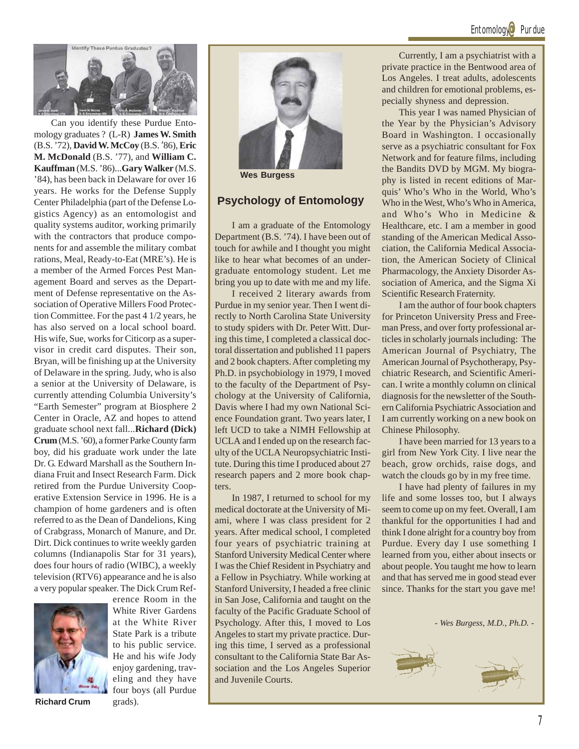Can you identify these Purdue Entomology graduates? (L-R) **James W. Smith** (B.S. '72), **David W. McCoy** (B.S. '86), **Eric M. McDonald** (B.S. '77), and **William C. Kauffman** (M.S. '86)...**Gary Walker** (M.S. '84), has been back in Delaware for over 16 years. He works for the Defense Supply Center Philadelphia (part of the Defense Logistics Agency) as an entomologist and quality systems auditor, working primarily with the contractors that produce components for and assemble the military combat rations, Meal, Ready-to-Eat (MRE's). He is a member of the Armed Forces Pest Management Board and serves as the Department of Defense representative on the Association of Operative Millers Food Protection Committee. For the past 4 1/2 years, he has also served on a local school board. His wife, Sue, works for Citicorp as a supervisor in credit card disputes. Their son, Bryan, will be finishing up at the University of Delaware in the spring. Judy, who is also a senior at the University of Delaware, is currently attending Columbia University's "Earth Semester" program at Biosphere 2 Center in Oracle, AZ and hopes to attend graduate school next fall...**Richard (Dick) Crum** (M.S. '60), a former Parke County farm boy, did his graduate work under the late Dr. G. Edward Marshall as the Southern Indiana Fruit and Insect Research Farm. Dick retired from the Purdue University Cooperative Extension Service in 1996. He is a champion of home gardeners and is often referred to as the Dean of Dandelions, King of Crabgrass, Monarch of Manure, and Dr. Dirt. Dick continues to write weekly garden columns (Indianapolis Star for 31 years), does four hours of radio (WIBC), a weekly television (RTV6) appearance and he is also a very popular speaker. The Dick Crum Reference Room in the White River Gardens at the White River State Park is a tribute to his public service. He and his wife Jody enjoy gardening, traveling and they have four boys (all Purdue grads).

**Richard Crum**

**Wes Burgess**

## Psychology of Entomology

I am a graduate of the Entomology Department (B.S. '74). I have been out of touch for awhile and I thought you might like to hear what becomes of an undergraduate entomology student. Let me bring you up to date with me and my life.

I received 2 literary awards from Purdue in my senior year. Then I went directly to North Carolina State University to study spiders with Dr. Peter Witt. During this time, I completed a classical doctoral dissertation and published 11 papers and 2 book chapters. After completing my Ph.D. in psychobiology in 1979, I moved to the faculty of the Department of Psychology at the University of California, Davis where I had my own National Science Foundation grant. Two years later, I left UCD to take a NIMH Fellowship at UCLA and I ended up on the research faculty of the UCLA Neuropsychiatric Institute. During this time I produced about 27 research papers and 2 more book chapters.

In 1987, I returned to school for my medical doctorate at the University of Miami, where I was class president for 2 years. After medical school, I completed four years of psychiatric training at Stanford University Medical Center where I was the Chief Resident in Psychiatry and a Fellow in Psychiatry. While working at Stanford University, I headed a free clinic in San Jose, California and taught on the faculty of the Pacific Graduate School of Psychology. After this, I moved to Los Angeles to start my private practice. During this time, I served as a professional consultant to the California State Bar Association and the Los Angeles Superior and Juvenile Courts.

Currently, I am a psychiatrist with a private practice in the Bentwood area of Los Angeles. I treat adults, adolescents and children for emotional problems, especially shyness and depression.

This year I was named Physician of the Year by the Physician's Advisory Board in Washington. I occasionally serve as a psychiatric consultant for Fox Network and for feature films, including the Bandits DVD by MGM. My biography is listed in recent editions of Marquis' Who's Who in the World, Who's Who in the West, Who's Who in America, and Who's Who in Medicine & Healthcare, etc. I am a member in good standing of the American Medical Association, the California Medical Association, the American Society of Clinical Pharmacology, the Anxiety Disorder Association of America, and the Sigma Xi Scientific Research Fraternity.

I am the author of four book chapters for Princeton University Press and Freeman Press, and over forty professional articles in scholarly journals including: The American Journal of Psychiatry, The American Journal of Psychotherapy, Psychiatric Research, and Scientific American. I write a monthly column on clinical diagnosis for the newsletter of the Southern California Psychiatric Association and I am currently working on a new book on Chinese Philosophy.

I have been married for 13 years to a girl from New York City. I live near the beach, grow orchids, raise dogs, and watch the clouds go by in my free time.

I have had plenty of failures in my life and some losses too, but I always seem to come up on my feet. Overall, I am thankful for the opportunities I had and think I done alright for a country boy from Purdue. Every day I use something I learned from you, either about insects or about people. You taught me how to learn and that has served me in good stead ever since. Thanks for the start you gave me!

*- Wes Burgess, M.D., Ph.D. -*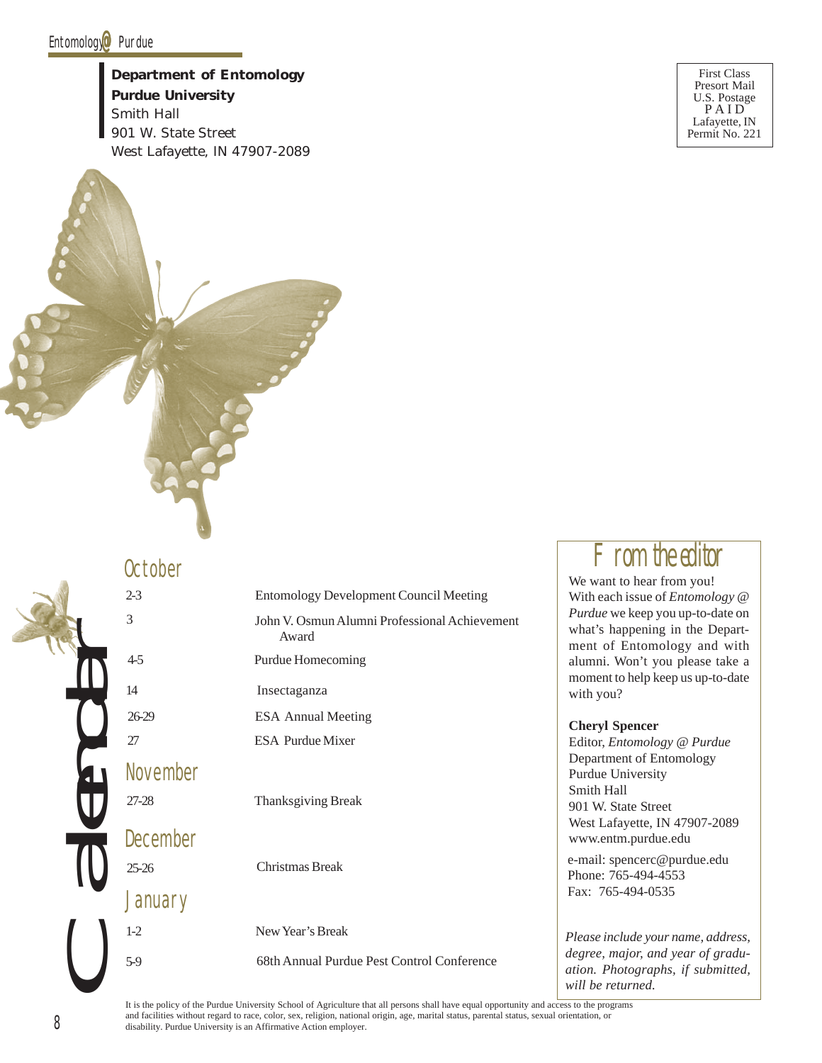**Department of Entomology**
**Purdue University**
Smith Hall
901 W. State Street
West Lafayette, IN 47907-2089

First Class
Presort Mail
U.S. Postage
PAID
Lafayette, IN
Permit No. 221

# Calendar

## October

| | |
|---|---|
| 2-3 | Entomology Development Council Meeting |
| 3 | John V. Osmun Alumni Professional Achievement Award |
| 4-5 | Purdue Homecoming |
| 14 | Insectaganza |
| 26-29 | ESA Annual Meeting |
| 27 | ESA Purdue Mixer |

## November

| | |
|---|---|
| 27-28 | Thanksgiving Break |

## December

| | |
|---|---|
| 25-26 | Christmas Break |

## January

| | |
|---|---|
| 1-2 | New Year's Break |
| 5-9 | 68th Annual Purdue Pest Control Conference |

## From the editor

We want to hear from you! With each issue of *Entomology @ Purdue* we keep you up-to-date on what's happening in the Department of Entomology and with alumni. Won't you please take a moment to help keep us up-to-date with you?

**Cheryl Spencer**
Editor, *Entomology @ Purdue*
Department of Entomology
Purdue University
Smith Hall
901 W. State Street
West Lafayette, IN 47907-2089
www.entm.purdue.edu

e-mail: spencerc@purdue.edu
Phone: 765-494-4553
Fax: 765-494-0535

*Please include your name, address, degree, major, and year of graduation. Photographs, if submitted, will be returned.*

It is the policy of the Purdue University School of Agriculture that all persons shall have equal opportunity and access to the programs and facilities without regard to race, color, sex, religion, national origin, age, marital status, parental status, sexual orientation, or disability. Purdue University is an Affirmative Action employer.